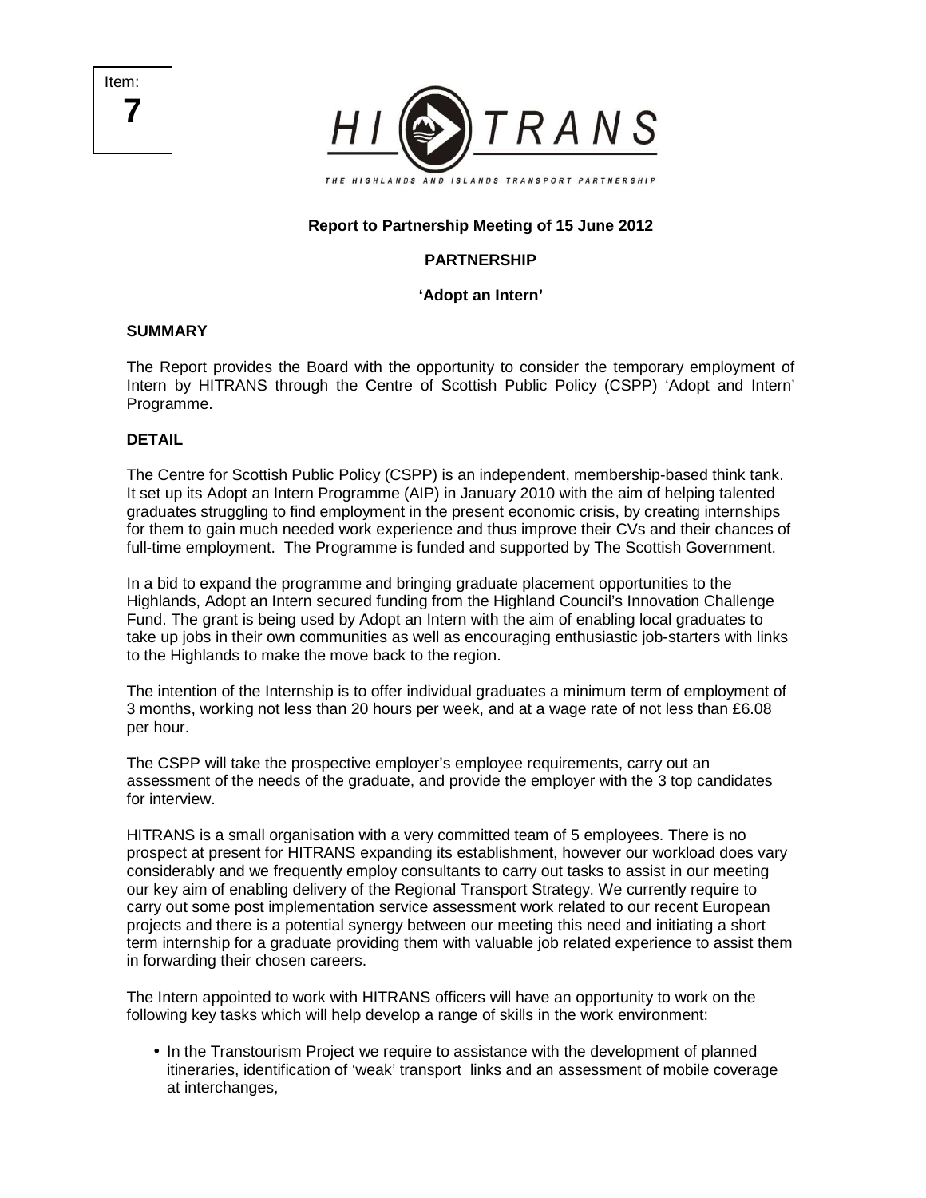Item:
**7**

HI TRANS

THE HIGHLANDS AND ISLANDS TRANSPORT PARTNERSHIP

**Report to Partnership Meeting of 15 June 2012**

**PARTNERSHIP**

**'Adopt an Intern'**

**SUMMARY**

The Report provides the Board with the opportunity to consider the temporary employment of Intern by HITRANS through the Centre of Scottish Public Policy (CSPP) 'Adopt and Intern' Programme.

**DETAIL**

The Centre for Scottish Public Policy (CSPP) is an independent, membership-based think tank. It set up its Adopt an Intern Programme (AIP) in January 2010 with the aim of helping talented graduates struggling to find employment in the present economic crisis, by creating internships for them to gain much needed work experience and thus improve their CVs and their chances of full-time employment. The Programme is funded and supported by The Scottish Government.

In a bid to expand the programme and bringing graduate placement opportunities to the Highlands, Adopt an Intern secured funding from the Highland Council's Innovation Challenge Fund. The grant is being used by Adopt an Intern with the aim of enabling local graduates to take up jobs in their own communities as well as encouraging enthusiastic job-starters with links to the Highlands to make the move back to the region.

The intention of the Internship is to offer individual graduates a minimum term of employment of 3 months, working not less than 20 hours per week, and at a wage rate of not less than £6.08 per hour.

The CSPP will take the prospective employer's employee requirements, carry out an assessment of the needs of the graduate, and provide the employer with the 3 top candidates for interview.

HITRANS is a small organisation with a very committed team of 5 employees. There is no prospect at present for HITRANS expanding its establishment, however our workload does vary considerably and we frequently employ consultants to carry out tasks to assist in our meeting our key aim of enabling delivery of the Regional Transport Strategy. We currently require to carry out some post implementation service assessment work related to our recent European projects and there is a potential synergy between our meeting this need and initiating a short term internship for a graduate providing them with valuable job related experience to assist them in forwarding their chosen careers.

The Intern appointed to work with HITRANS officers will have an opportunity to work on the following key tasks which will help develop a range of skills in the work environment:

- In the Transtourism Project we require to assistance with the development of planned itineraries, identification of 'weak' transport links and an assessment of mobile coverage at interchanges,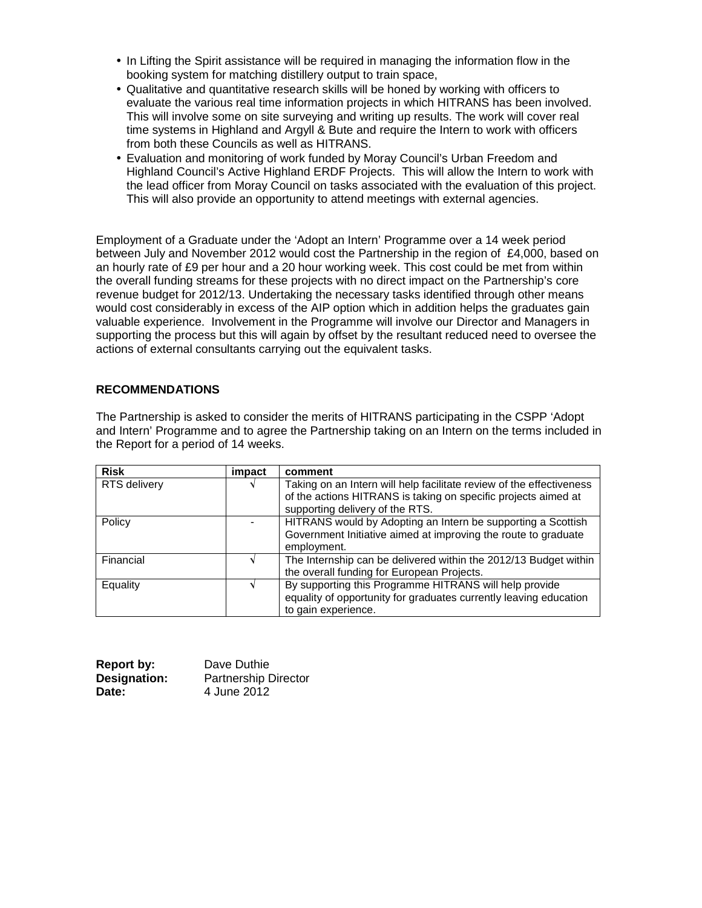- In Lifting the Spirit assistance will be required in managing the information flow in the booking system for matching distillery output to train space,
- Qualitative and quantitative research skills will be honed by working with officers to evaluate the various real time information projects in which HITRANS has been involved. This will involve some on site surveying and writing up results. The work will cover real time systems in Highland and Argyll & Bute and require the Intern to work with officers from both these Councils as well as HITRANS.
- Evaluation and monitoring of work funded by Moray Council's Urban Freedom and Highland Council's Active Highland ERDF Projects. This will allow the Intern to work with the lead officer from Moray Council on tasks associated with the evaluation of this project. This will also provide an opportunity to attend meetings with external agencies.

Employment of a Graduate under the 'Adopt an Intern' Programme over a 14 week period between July and November 2012 would cost the Partnership in the region of £4,000, based on an hourly rate of £9 per hour and a 20 hour working week. This cost could be met from within the overall funding streams for these projects with no direct impact on the Partnership's core revenue budget for 2012/13. Undertaking the necessary tasks identified through other means would cost considerably in excess of the AIP option which in addition helps the graduates gain valuable experience. Involvement in the Programme will involve our Director and Managers in supporting the process but this will again by offset by the resultant reduced need to oversee the actions of external consultants carrying out the equivalent tasks.

**RECOMMENDATIONS**

The Partnership is asked to consider the merits of HITRANS participating in the CSPP 'Adopt and Intern' Programme and to agree the Partnership taking on an Intern on the terms included in the Report for a period of 14 weeks.

| Risk | impact | comment |
|---|---|---|
| RTS delivery | √ | Taking on an Intern will help facilitate review of the effectiveness of the actions HITRANS is taking on specific projects aimed at supporting delivery of the RTS. |
| Policy | - | HITRANS would by Adopting an Intern be supporting a Scottish Government Initiative aimed at improving the route to graduate employment. |
| Financial | √ | The Internship can be delivered within the 2012/13 Budget within the overall funding for European Projects. |
| Equality | √ | By supporting this Programme HITRANS will help provide equality of opportunity for graduates currently leaving education to gain experience. |

**Report by:** Dave Duthie
**Designation:** Partnership Director
**Date:** 4 June 2012